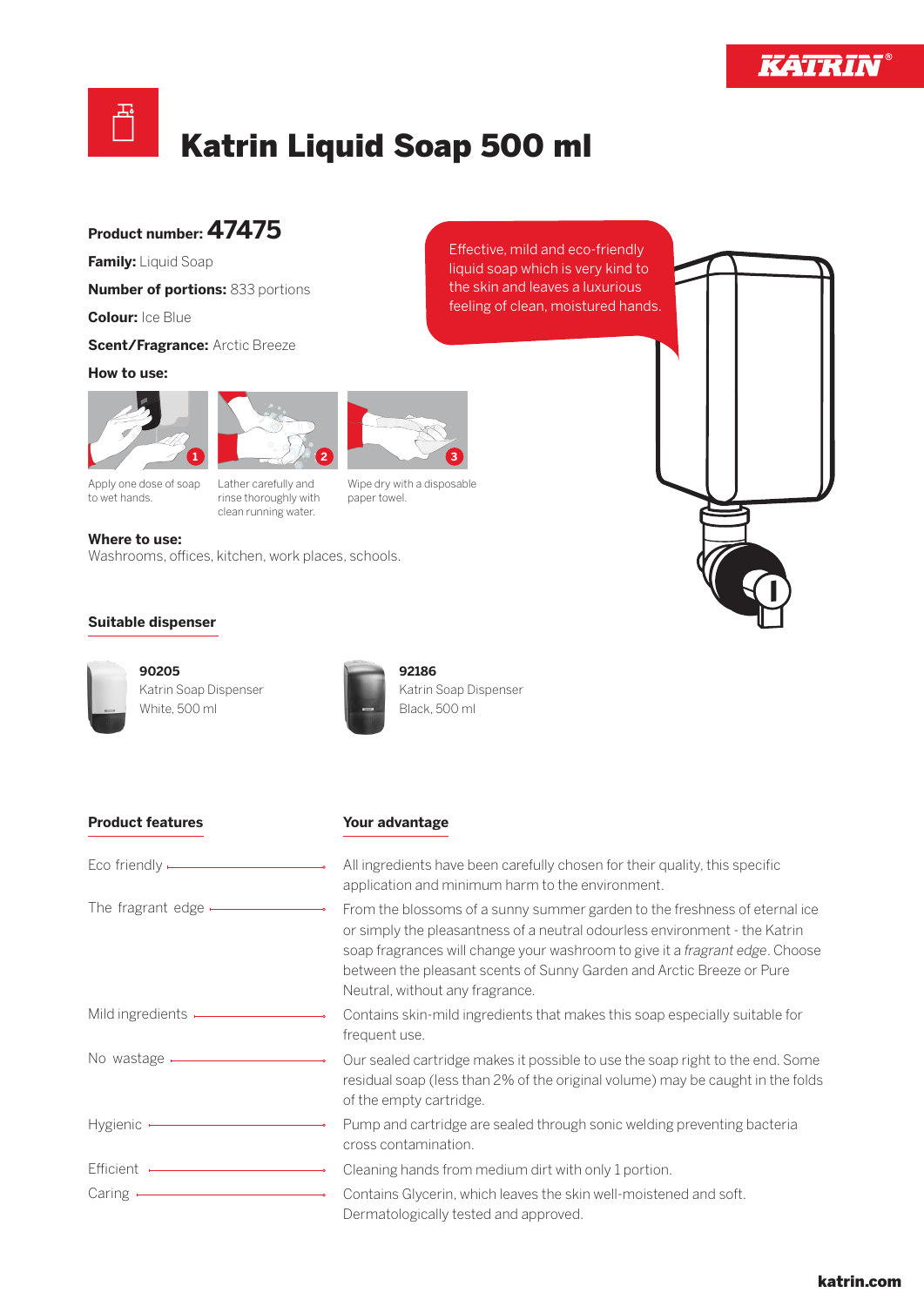# Katrin Liquid Soap 500 ml

**Product number:** **47475**

**Family:** Liquid Soap

**Number of portions:** 833 portions

**Colour:** Ice Blue

**Scent/Fragrance:** Arctic Breeze

Effective, mild and eco-friendly liquid soap which is very kind to the skin and leaves a luxurious feeling of clean, moistured hands.

**How to use:**

1. Apply one dose of soap to wet hands.
2. Lather carefully and rinse thoroughly with clean running water.
3. Wipe dry with a disposable paper towel.

**Where to use:**
Washrooms, offices, kitchen, work places, schools.

## Suitable dispenser

**90205**
Katrin Soap Dispenser
White, 500 ml

**92186**
Katrin Soap Dispenser
Black, 500 ml

| Product features | Your advantage |
|---|---|
| Eco friendly | All ingredients have been carefully chosen for their quality, this specific application and minimum harm to the environment. |
| The fragrant edge | From the blossoms of a sunny summer garden to the freshness of eternal ice or simply the pleasantness of a neutral odourless environment - the Katrin soap fragrances will change your washroom to give it a *fragrant edge*. Choose between the pleasant scents of Sunny Garden and Arctic Breeze or Pure Neutral, without any fragrance. |
| Mild ingredients | Contains skin-mild ingredients that makes this soap especially suitable for frequent use. |
| No wastage | Our sealed cartridge makes it possible to use the soap right to the end. Some residual soap (less than 2% of the original volume) may be caught in the folds of the empty cartridge. |
| Hygienic | Pump and cartridge are sealed through sonic welding preventing bacteria cross contamination. |
| Efficient | Cleaning hands from medium dirt with only 1 portion. |
| Caring | Contains Glycerin, which leaves the skin well-moistened and soft. Dermatologically tested and approved. |

katrin.com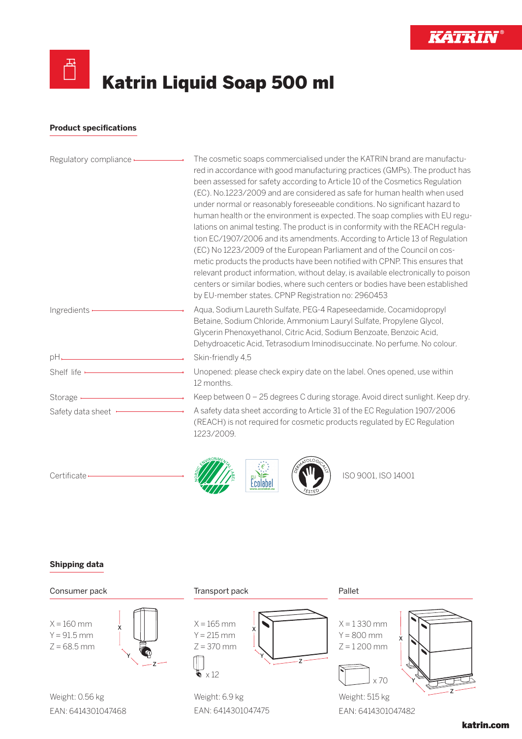# Katrin Liquid Soap 500 ml

## Product specifications

| | |
|---|---|
| Regulatory compliance | The cosmetic soaps commercialised under the KATRIN brand are manufactured in accordance with good manufacturing practices (GMPs). The product has been assessed for safety according to Article 10 of the Cosmetics Regulation (EC). No.1223/2009 and are considered as safe for human health when used under normal or reasonably foreseeable conditions. No significant hazard to human health or the environment is expected. The soap complies with EU regulations on animal testing. The product is in conformity with the REACH regulation EC/1907/2006 and its amendments. According to Article 13 of Regulation (EC) No 1223/2009 of the European Parliament and of the Council on cosmetic products the products have been notified with CPNP. This ensures that relevant product information, without delay, is available electronically to poison centers or similar bodies, where such centers or bodies have been established by EU-member states. CPNP Registration no: 2960453 |
| Ingredients | Aqua, Sodium Laureth Sulfate, PEG-4 Rapeseedamide, Cocamidopropyl Betaine, Sodium Chloride, Ammonium Lauryl Sulfate, Propylene Glycol, Glycerin Phenoxyethanol, Citric Acid, Sodium Benzoate, Benzoic Acid, Dehydroacetic Acid, Tetrasodium Iminodisuccinate. No perfume. No colour. |
| pH | Skin-friendly 4,5 |
| Shelf life | Unopened: please check expiry date on the label. Ones opened, use within 12 months. |
| Storage | Keep between 0 – 25 degrees C during storage. Avoid direct sunlight. Keep dry. |
| Safety data sheet | A safety data sheet according to Article 31 of the EC Regulation 1907/2006 (REACH) is not required for cosmetic products regulated by EC Regulation 1223/2009. |
| Certificate | Nordic Environmental Label, EU Ecolabel, Dermatologically Tested, ISO 9001, ISO 14001 |

## Shipping data

| Consumer pack | Transport pack | Pallet |
|---|---|---|
| X = 160 mm | X = 165 mm | X = 1 330 mm |
| Y = 91.5 mm | Y = 215 mm | Y = 800 mm |
| Z = 68.5 mm | Z = 370 mm | Z = 1 200 mm |
| | x 12 | x 70 |
| Weight: 0.56 kg | Weight: 6.9 kg | Weight: 515 kg |
| EAN: 6414301047468 | EAN: 6414301047475 | EAN: 6414301047482 |

katrin.com